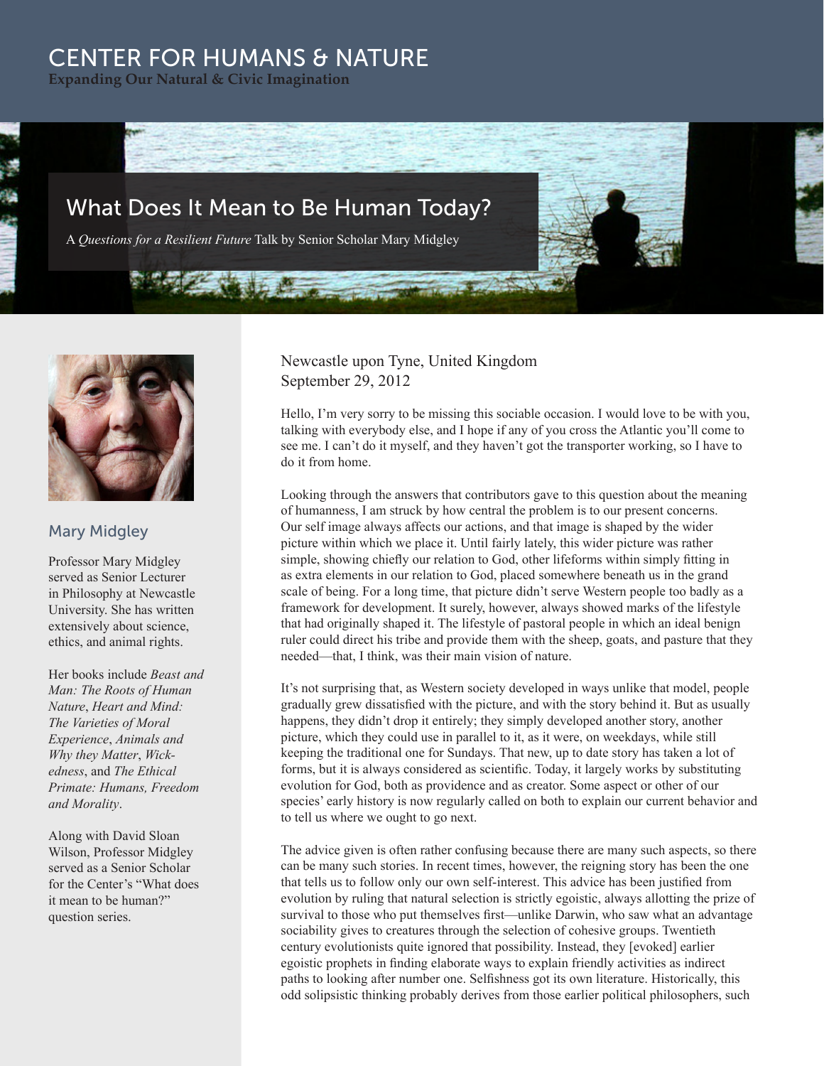# CENTER FOR HUMANS & NATURE

**Expanding Our Natural & Civic Imagination**

## What Does It Mean to Be Human Today?

A *Questions for a Resilient Future* Talk by Senior Scholar Mary Midgley

### Mary Midgley

Professor Mary Midgley served as Senior Lecturer in Philosophy at Newcastle University. She has written extensively about science, ethics, and animal rights.

Her books include *Beast and Man: The Roots of Human Nature*, *Heart and Mind: The Varieties of Moral Experience*, *Animals and Why they Matter*, *Wickedness*, and *The Ethical Primate: Humans, Freedom and Morality*.

Along with David Sloan Wilson, Professor Midgley served as a Senior Scholar for the Center's "What does it mean to be human?" question series.

Newcastle upon Tyne, United Kingdom
September 29, 2012

Hello, I'm very sorry to be missing this sociable occasion. I would love to be with you, talking with everybody else, and I hope if any of you cross the Atlantic you'll come to see me. I can't do it myself, and they haven't got the transporter working, so I have to do it from home.

Looking through the answers that contributors gave to this question about the meaning of humanness, I am struck by how central the problem is to our present concerns. Our self image always affects our actions, and that image is shaped by the wider picture within which we place it. Until fairly lately, this wider picture was rather simple, showing chiefly our relation to God, other lifeforms within simply fitting in as extra elements in our relation to God, placed somewhere beneath us in the grand scale of being. For a long time, that picture didn't serve Western people too badly as a framework for development. It surely, however, always showed marks of the lifestyle that had originally shaped it. The lifestyle of pastoral people in which an ideal benign ruler could direct his tribe and provide them with the sheep, goats, and pasture that they needed—that, I think, was their main vision of nature.

It's not surprising that, as Western society developed in ways unlike that model, people gradually grew dissatisfied with the picture, and with the story behind it. But as usually happens, they didn't drop it entirely; they simply developed another story, another picture, which they could use in parallel to it, as it were, on weekdays, while still keeping the traditional one for Sundays. That new, up to date story has taken a lot of forms, but it is always considered as scientific. Today, it largely works by substituting evolution for God, both as providence and as creator. Some aspect or other of our species' early history is now regularly called on both to explain our current behavior and to tell us where we ought to go next.

The advice given is often rather confusing because there are many such aspects, so there can be many such stories. In recent times, however, the reigning story has been the one that tells us to follow only our own self-interest. This advice has been justified from evolution by ruling that natural selection is strictly egoistic, always allotting the prize of survival to those who put themselves first—unlike Darwin, who saw what an advantage sociability gives to creatures through the selection of cohesive groups. Twentieth century evolutionists quite ignored that possibility. Instead, they [evoked] earlier egoistic prophets in finding elaborate ways to explain friendly activities as indirect paths to looking after number one. Selfishness got its own literature. Historically, this odd solipsistic thinking probably derives from those earlier political philosophers, such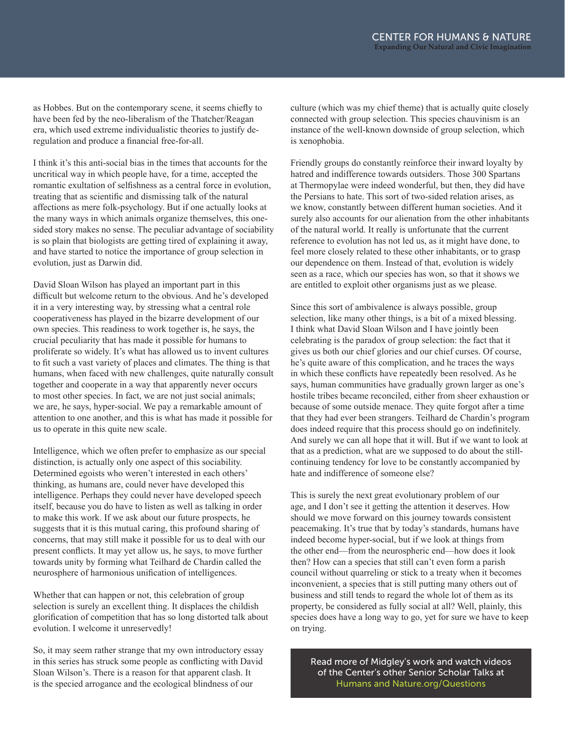as Hobbes. But on the contemporary scene, it seems chiefly to have been fed by the neo-liberalism of the Thatcher/Reagan era, which used extreme individualistic theories to justify de-regulation and produce a financial free-for-all.

I think it's this anti-social bias in the times that accounts for the uncritical way in which people have, for a time, accepted the romantic exultation of selfishness as a central force in evolution, treating that as scientific and dismissing talk of the natural affections as mere folk-psychology. But if one actually looks at the many ways in which animals organize themselves, this one-sided story makes no sense. The peculiar advantage of sociability is so plain that biologists are getting tired of explaining it away, and have started to notice the importance of group selection in evolution, just as Darwin did.

David Sloan Wilson has played an important part in this difficult but welcome return to the obvious. And he's developed it in a very interesting way, by stressing what a central role cooperativeness has played in the bizarre development of our own species. This readiness to work together is, he says, the crucial peculiarity that has made it possible for humans to proliferate so widely. It's what has allowed us to invent cultures to fit such a vast variety of places and climates. The thing is that humans, when faced with new challenges, quite naturally consult together and cooperate in a way that apparently never occurs to most other species. In fact, we are not just social animals; we are, he says, hyper-social. We pay a remarkable amount of attention to one another, and this is what has made it possible for us to operate in this quite new scale.

Intelligence, which we often prefer to emphasize as our special distinction, is actually only one aspect of this sociability. Determined egoists who weren't interested in each others' thinking, as humans are, could never have developed this intelligence. Perhaps they could never have developed speech itself, because you do have to listen as well as talking in order to make this work. If we ask about our future prospects, he suggests that it is this mutual caring, this profound sharing of concerns, that may still make it possible for us to deal with our present conflicts. It may yet allow us, he says, to move further towards unity by forming what Teilhard de Chardin called the neurosphere of harmonious unification of intelligences.

Whether that can happen or not, this celebration of group selection is surely an excellent thing. It displaces the childish glorification of competition that has so long distorted talk about evolution. I welcome it unreservedly!

So, it may seem rather strange that my own introductory essay in this series has struck some people as conflicting with David Sloan Wilson's. There is a reason for that apparent clash. It is the specied arrogance and the ecological blindness of our culture (which was my chief theme) that is actually quite closely connected with group selection. This species chauvinism is an instance of the well-known downside of group selection, which is xenophobia.

Friendly groups do constantly reinforce their inward loyalty by hatred and indifference towards outsiders. Those 300 Spartans at Thermopylae were indeed wonderful, but then, they did have the Persians to hate. This sort of two-sided relation arises, as we know, constantly between different human societies. And it surely also accounts for our alienation from the other inhabitants of the natural world. It really is unfortunate that the current reference to evolution has not led us, as it might have done, to feel more closely related to these other inhabitants, or to grasp our dependence on them. Instead of that, evolution is widely seen as a race, which our species has won, so that it shows we are entitled to exploit other organisms just as we please.

Since this sort of ambivalence is always possible, group selection, like many other things, is a bit of a mixed blessing. I think what David Sloan Wilson and I have jointly been celebrating is the paradox of group selection: the fact that it gives us both our chief glories and our chief curses. Of course, he's quite aware of this complication, and he traces the ways in which these conflicts have repeatedly been resolved. As he says, human communities have gradually grown larger as one's hostile tribes became reconciled, either from sheer exhaustion or because of some outside menace. They quite forgot after a time that they had ever been strangers. Teilhard de Chardin's program does indeed require that this process should go on indefinitely. And surely we can all hope that it will. But if we want to look at that as a prediction, what are we supposed to do about the still-continuing tendency for love to be constantly accompanied by hate and indifference of someone else?

This is surely the next great evolutionary problem of our age, and I don't see it getting the attention it deserves. How should we move forward on this journey towards consistent peacemaking. It's true that by today's standards, humans have indeed become hyper-social, but if we look at things from the other end—from the neurospheric end—how does it look then? How can a species that still can't even form a parish council without quarreling or stick to a treaty when it becomes inconvenient, a species that is still putting many others out of business and still tends to regard the whole lot of them as its property, be considered as fully social at all? Well, plainly, this species does have a long way to go, yet for sure we have to keep on trying.

Read more of Midgley's work and watch videos of the Center's other Senior Scholar Talks at Humans and Nature.org/Questions